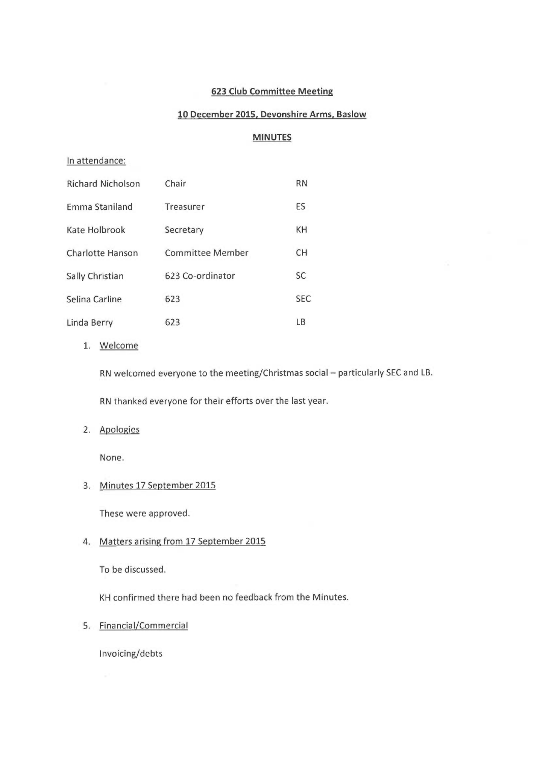**623 Club Committee Meeting**

**10 December 2015, Devonshire Arms, Baslow**

**MINUTES**

In attendance:

| | | |
|---|---|---|
| Richard Nicholson | Chair | RN |
| Emma Staniland | Treasurer | ES |
| Kate Holbrook | Secretary | KH |
| Charlotte Hanson | Committee Member | CH |
| Sally Christian | 623 Co-ordinator | SC |
| Selina Carline | 623 | SEC |
| Linda Berry | 623 | LB |

1. Welcome

   RN welcomed everyone to the meeting/Christmas social – particularly SEC and LB.

   RN thanked everyone for their efforts over the last year.

2. Apologies

   None.

3. Minutes 17 September 2015

   These were approved.

4. Matters arising from 17 September 2015

   To be discussed.

   KH confirmed there had been no feedback from the Minutes.

5. Financial/Commercial

   Invoicing/debts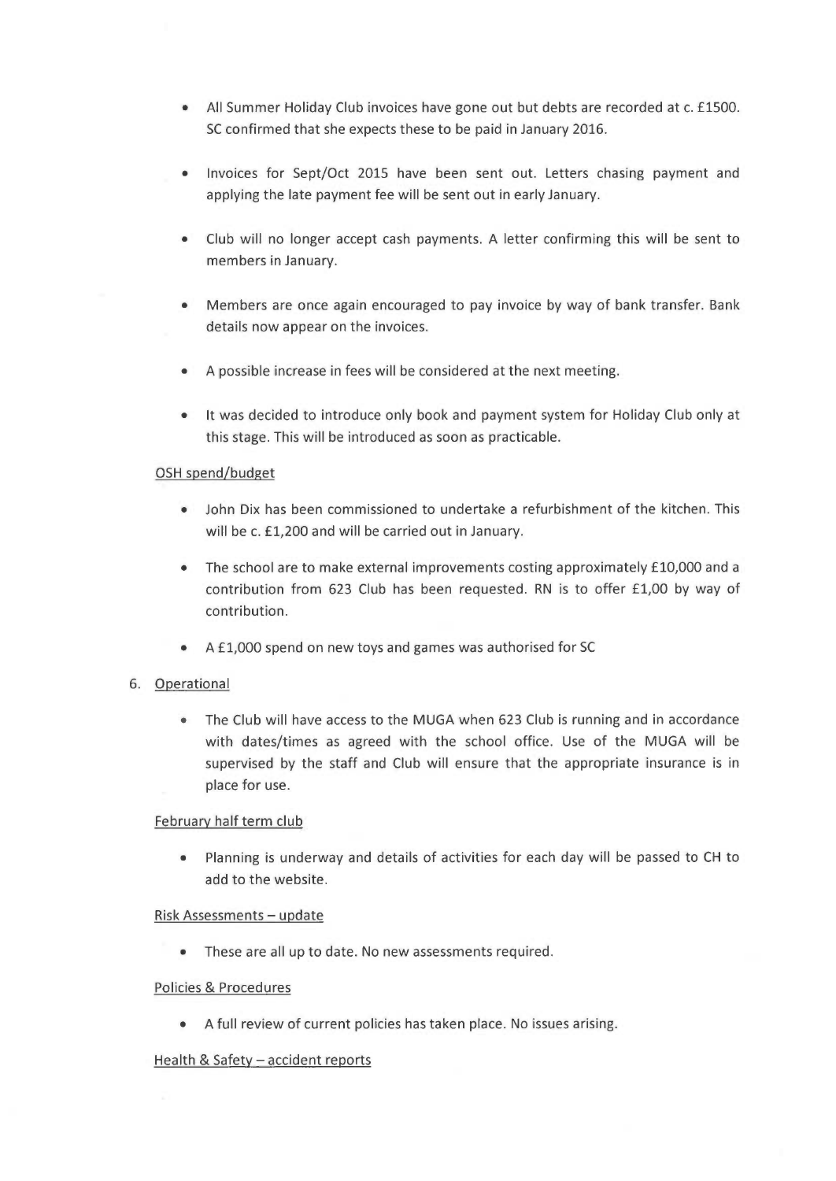- All Summer Holiday Club invoices have gone out but debts are recorded at c. £1500. SC confirmed that she expects these to be paid in January 2016.
- Invoices for Sept/Oct 2015 have been sent out. Letters chasing payment and applying the late payment fee will be sent out in early January.
- Club will no longer accept cash payments. A letter confirming this will be sent to members in January.
- Members are once again encouraged to pay invoice by way of bank transfer. Bank details now appear on the invoices.
- A possible increase in fees will be considered at the next meeting.
- It was decided to introduce only book and payment system for Holiday Club only at this stage. This will be introduced as soon as practicable.

<u>OSH spend/budget</u>

- John Dix has been commissioned to undertake a refurbishment of the kitchen. This will be c. £1,200 and will be carried out in January.
- The school are to make external improvements costing approximately £10,000 and a contribution from 623 Club has been requested. RN is to offer £1,00 by way of contribution.
- A £1,000 spend on new toys and games was authorised for SC

6. <u>Operational</u>

   - The Club will have access to the MUGA when 623 Club is running and in accordance with dates/times as agreed with the school office. Use of the MUGA will be supervised by the staff and Club will ensure that the appropriate insurance is in place for use.

<u>February half term club</u>

- Planning is underway and details of activities for each day will be passed to CH to add to the website.

<u>Risk Assessments – update</u>

- These are all up to date. No new assessments required.

<u>Policies & Procedures</u>

- A full review of current policies has taken place. No issues arising.

<u>Health & Safety – accident reports</u>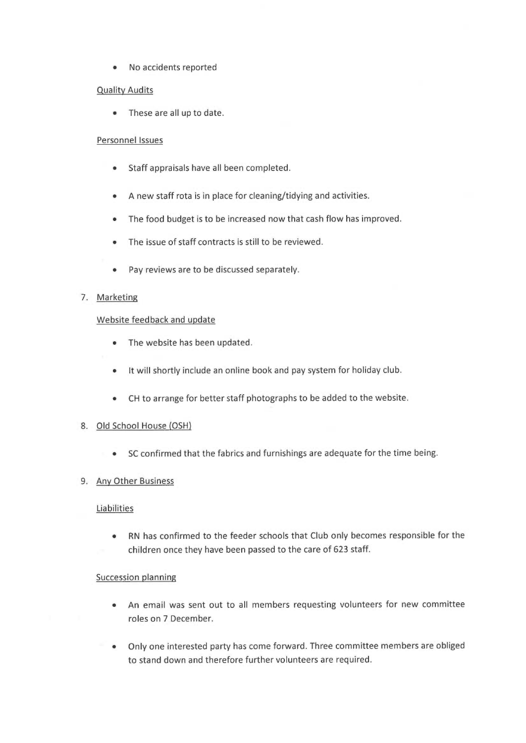- No accidents reported

Quality Audits

- These are all up to date.

Personnel Issues

- Staff appraisals have all been completed.
- A new staff rota is in place for cleaning/tidying and activities.
- The food budget is to be increased now that cash flow has improved.
- The issue of staff contracts is still to be reviewed.
- Pay reviews are to be discussed separately.

7. Marketing

Website feedback and update

- The website has been updated.
- It will shortly include an online book and pay system for holiday club.
- CH to arrange for better staff photographs to be added to the website.

8. Old School House (OSH)

- SC confirmed that the fabrics and furnishings are adequate for the time being.

9. Any Other Business

Liabilities

- RN has confirmed to the feeder schools that Club only becomes responsible for the children once they have been passed to the care of 623 staff.

Succession planning

- An email was sent out to all members requesting volunteers for new committee roles on 7 December.
- Only one interested party has come forward. Three committee members are obliged to stand down and therefore further volunteers are required.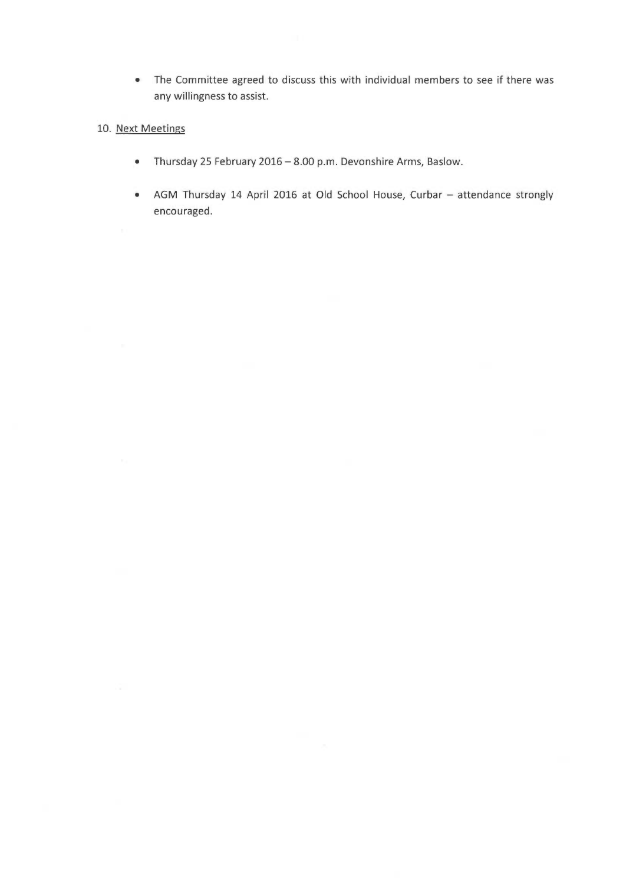- The Committee agreed to discuss this with individual members to see if there was any willingness to assist.

10. <u>Next Meetings</u>

- Thursday 25 February 2016 – 8.00 p.m. Devonshire Arms, Baslow.

- AGM Thursday 14 April 2016 at Old School House, Curbar – attendance strongly encouraged.